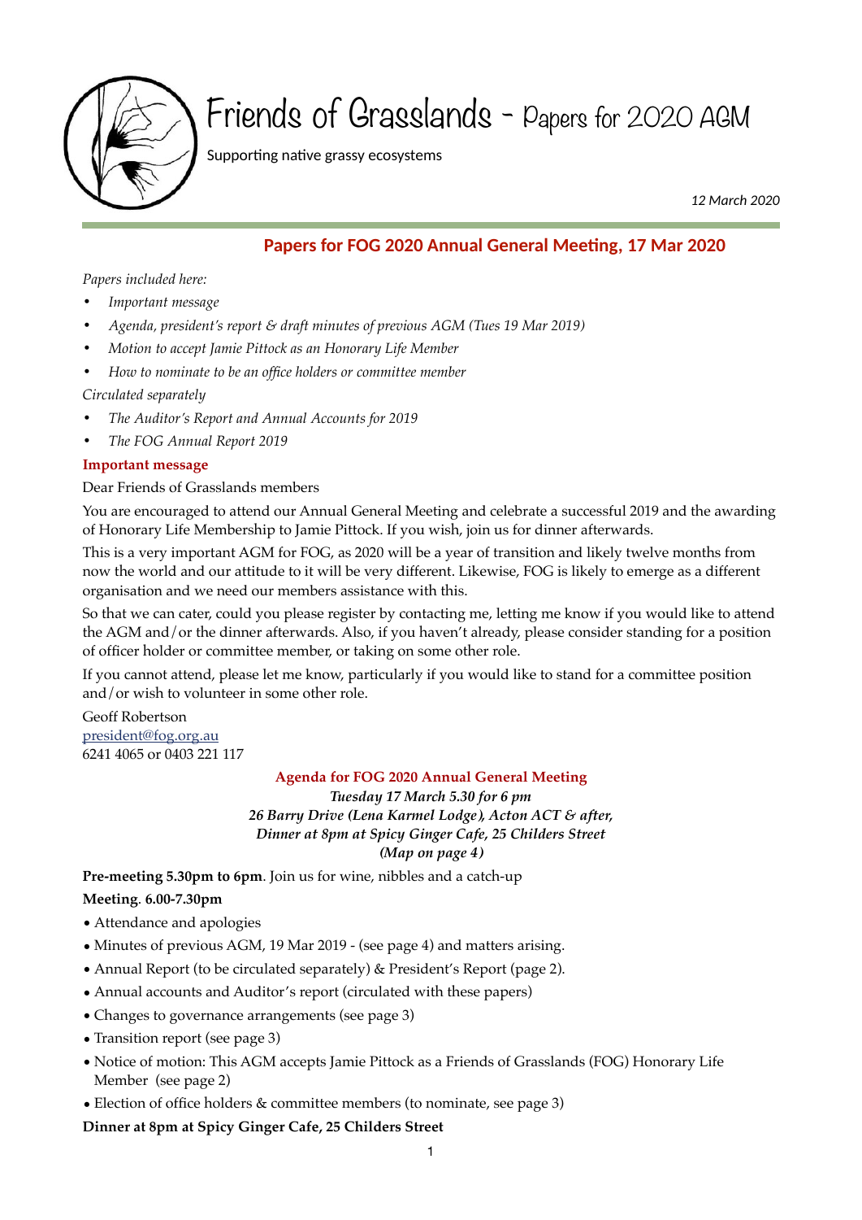# Friends of Grasslands - Papers for 2020 AGM

Supporting native grassy ecosystems

*12 March 2020*

## Papers for FOG 2020 Annual General Meeting, 17 Mar 2020

*Papers included here:*

- *Important message*
- *Agenda, president's report & draft minutes of previous AGM (Tues 19 Mar 2019)*
- *Motion to accept Jamie Pittock as an Honorary Life Member*
- *How to nominate to be an office holders or committee member*

*Circulated separately*

- *The Auditor's Report and Annual Accounts for 2019*
- *The FOG Annual Report 2019*

### Important message

Dear Friends of Grasslands members

You are encouraged to attend our Annual General Meeting and celebrate a successful 2019 and the awarding of Honorary Life Membership to Jamie Pittock. If you wish, join us for dinner afterwards.

This is a very important AGM for FOG, as 2020 will be a year of transition and likely twelve months from now the world and our attitude to it will be very different. Likewise, FOG is likely to emerge as a different organisation and we need our members assistance with this.

So that we can cater, could you please register by contacting me, letting me know if you would like to attend the AGM and/or the dinner afterwards. Also, if you haven't already, please consider standing for a position of officer holder or committee member, or taking on some other role.

If you cannot attend, please let me know, particularly if you would like to stand for a committee position and/or wish to volunteer in some other role.

Geoff Robertson
president@fog.org.au
6241 4065 or 0403 221 117

### Agenda for FOG 2020 Annual General Meeting

***Tuesday 17 March 5.30 for 6 pm***
***26 Barry Drive (Lena Karmel Lodge), Acton ACT & after,***
***Dinner at 8pm at Spicy Ginger Cafe, 25 Childers Street***
***(Map on page 4)***

**Pre-meeting 5.30pm to 6pm**. Join us for wine, nibbles and a catch-up

**Meeting. 6.00-7.30pm**

- Attendance and apologies
- Minutes of previous AGM, 19 Mar 2019 - (see page 4) and matters arising.
- Annual Report (to be circulated separately) & President's Report (page 2).
- Annual accounts and Auditor's report (circulated with these papers)
- Changes to governance arrangements (see page 3)
- Transition report (see page 3)
- Notice of motion: This AGM accepts Jamie Pittock as a Friends of Grasslands (FOG) Honorary Life Member (see page 2)
- Election of office holders & committee members (to nominate, see page 3)

**Dinner at 8pm at Spicy Ginger Cafe, 25 Childers Street**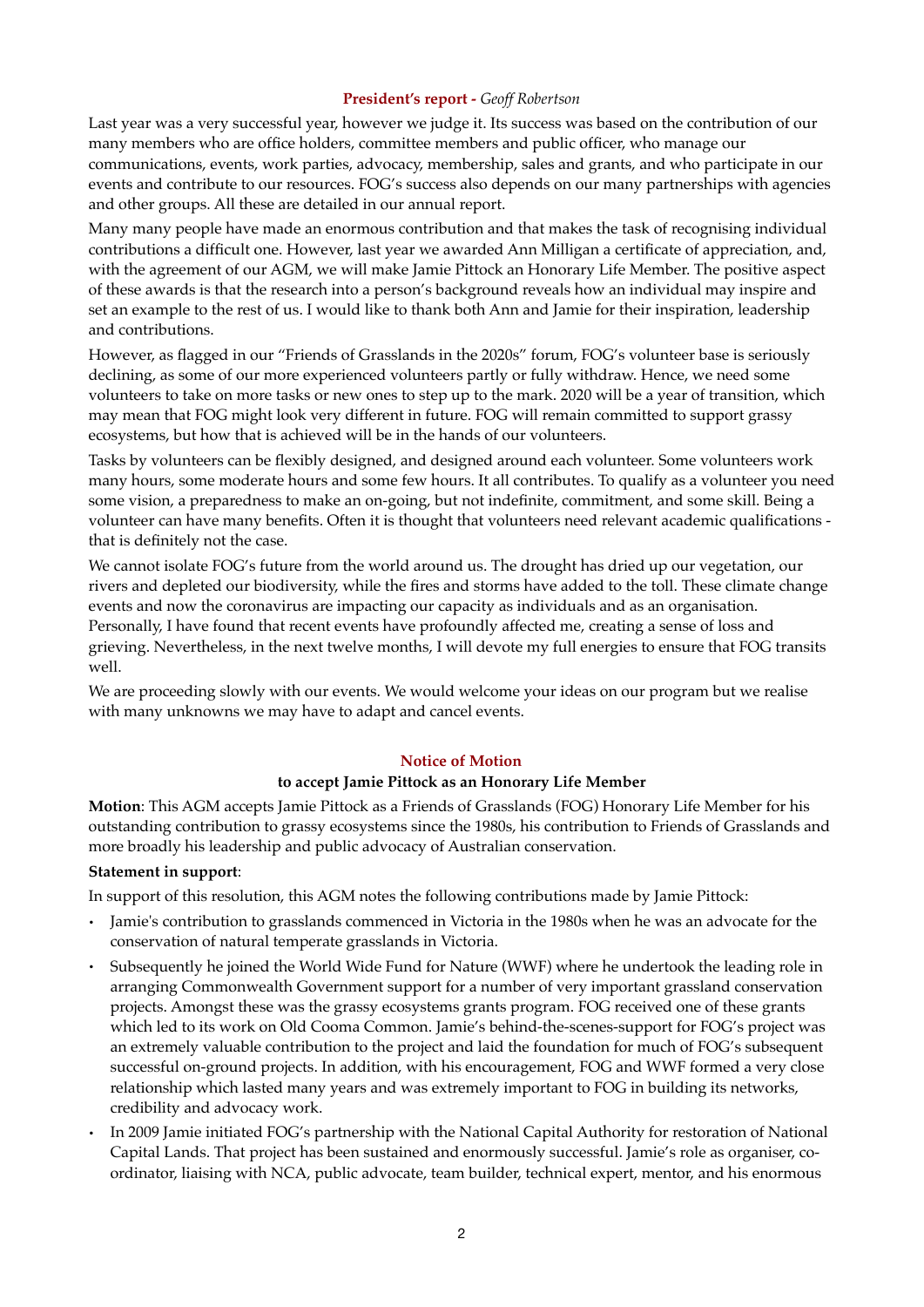## President's report - *Geoff Robertson*

Last year was a very successful year, however we judge it. Its success was based on the contribution of our many members who are office holders, committee members and public officer, who manage our communications, events, work parties, advocacy, membership, sales and grants, and who participate in our events and contribute to our resources. FOG's success also depends on our many partnerships with agencies and other groups. All these are detailed in our annual report.

Many many people have made an enormous contribution and that makes the task of recognising individual contributions a difficult one. However, last year we awarded Ann Milligan a certificate of appreciation, and, with the agreement of our AGM, we will make Jamie Pittock an Honorary Life Member. The positive aspect of these awards is that the research into a person's background reveals how an individual may inspire and set an example to the rest of us. I would like to thank both Ann and Jamie for their inspiration, leadership and contributions.

However, as flagged in our "Friends of Grasslands in the 2020s" forum, FOG's volunteer base is seriously declining, as some of our more experienced volunteers partly or fully withdraw. Hence, we need some volunteers to take on more tasks or new ones to step up to the mark. 2020 will be a year of transition, which may mean that FOG might look very different in future. FOG will remain committed to support grassy ecosystems, but how that is achieved will be in the hands of our volunteers.

Tasks by volunteers can be flexibly designed, and designed around each volunteer. Some volunteers work many hours, some moderate hours and some few hours. It all contributes. To qualify as a volunteer you need some vision, a preparedness to make an on-going, but not indefinite, commitment, and some skill. Being a volunteer can have many benefits. Often it is thought that volunteers need relevant academic qualifications - that is definitely not the case.

We cannot isolate FOG's future from the world around us. The drought has dried up our vegetation, our rivers and depleted our biodiversity, while the fires and storms have added to the toll. These climate change events and now the coronavirus are impacting our capacity as individuals and as an organisation. Personally, I have found that recent events have profoundly affected me, creating a sense of loss and grieving. Nevertheless, in the next twelve months, I will devote my full energies to ensure that FOG transits well.

We are proceeding slowly with our events. We would welcome your ideas on our program but we realise with many unknowns we may have to adapt and cancel events.

## Notice of Motion

### to accept Jamie Pittock as an Honorary Life Member

**Motion**: This AGM accepts Jamie Pittock as a Friends of Grasslands (FOG) Honorary Life Member for his outstanding contribution to grassy ecosystems since the 1980s, his contribution to Friends of Grasslands and more broadly his leadership and public advocacy of Australian conservation.

**Statement in support**:

In support of this resolution, this AGM notes the following contributions made by Jamie Pittock:

- Jamie's contribution to grasslands commenced in Victoria in the 1980s when he was an advocate for the conservation of natural temperate grasslands in Victoria.
- Subsequently he joined the World Wide Fund for Nature (WWF) where he undertook the leading role in arranging Commonwealth Government support for a number of very important grassland conservation projects. Amongst these was the grassy ecosystems grants program. FOG received one of these grants which led to its work on Old Cooma Common. Jamie's behind-the-scenes-support for FOG's project was an extremely valuable contribution to the project and laid the foundation for much of FOG's subsequent successful on-ground projects. In addition, with his encouragement, FOG and WWF formed a very close relationship which lasted many years and was extremely important to FOG in building its networks, credibility and advocacy work.
- In 2009 Jamie initiated FOG's partnership with the National Capital Authority for restoration of National Capital Lands. That project has been sustained and enormously successful. Jamie's role as organiser, co-ordinator, liaising with NCA, public advocate, team builder, technical expert, mentor, and his enormous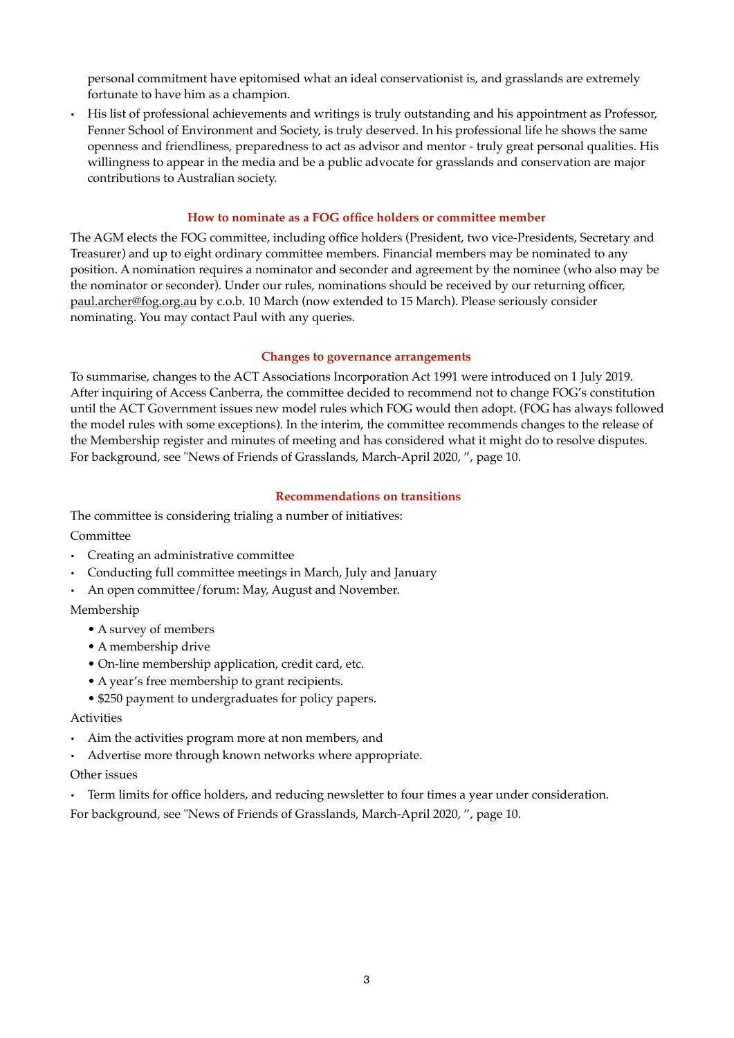personal commitment have epitomised what an ideal conservationist is, and grasslands are extremely fortunate to have him as a champion.

- His list of professional achievements and writings is truly outstanding and his appointment as Professor, Fenner School of Environment and Society, is truly deserved. In his professional life he shows the same openness and friendliness, preparedness to act as advisor and mentor - truly great personal qualities. His willingness to appear in the media and be a public advocate for grasslands and conservation are major contributions to Australian society.

## How to nominate as a FOG office holders or committee member

The AGM elects the FOG committee, including office holders (President, two vice-Presidents, Secretary and Treasurer) and up to eight ordinary committee members. Financial members may be nominated to any position. A nomination requires a nominator and seconder and agreement by the nominee (who also may be the nominator or seconder). Under our rules, nominations should be received by our returning officer, paul.archer@fog.org.au by c.o.b. 10 March (now extended to 15 March). Please seriously consider nominating. You may contact Paul with any queries.

## Changes to governance arrangements

To summarise, changes to the ACT Associations Incorporation Act 1991 were introduced on 1 July 2019. After inquiring of Access Canberra, the committee decided to recommend not to change FOG's constitution until the ACT Government issues new model rules which FOG would then adopt. (FOG has always followed the model rules with some exceptions). In the interim, the committee recommends changes to the release of the Membership register and minutes of meeting and has considered what it might do to resolve disputes. For background, see "News of Friends of Grasslands, March-April 2020, ", page 10.

## Recommendations on transitions

The committee is considering trialing a number of initiatives:

Committee

- Creating an administrative committee
- Conducting full committee meetings in March, July and January
- An open committee/forum: May, August and November.

Membership

- A survey of members
- A membership drive
- On-line membership application, credit card, etc.
- A year's free membership to grant recipients.
- $250 payment to undergraduates for policy papers.

Activities

- Aim the activities program more at non members, and
- Advertise more through known networks where appropriate.

Other issues

- Term limits for office holders, and reducing newsletter to four times a year under consideration.

For background, see "News of Friends of Grasslands, March-April 2020, ", page 10.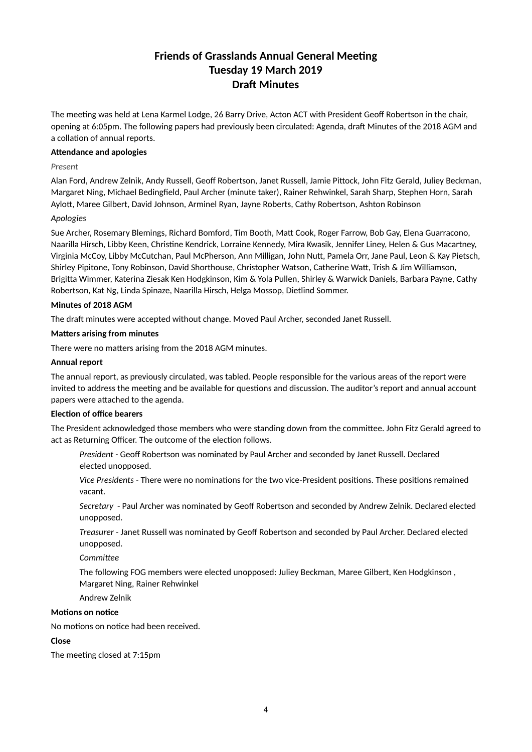# Friends of Grasslands Annual General Meeting
# Tuesday 19 March 2019
# Draft Minutes

The meeting was held at Lena Karmel Lodge, 26 Barry Drive, Acton ACT with President Geoff Robertson in the chair, opening at 6:05pm. The following papers had previously been circulated: Agenda, draft Minutes of the 2018 AGM and a collation of annual reports.

**Attendance and apologies**

*Present*

Alan Ford, Andrew Zelnik, Andy Russell, Geoff Robertson, Janet Russell, Jamie Pittock, John Fitz Gerald, Juliey Beckman, Margaret Ning, Michael Bedingfield, Paul Archer (minute taker), Rainer Rehwinkel, Sarah Sharp, Stephen Horn, Sarah Aylott, Maree Gilbert, David Johnson, Arminel Ryan, Jayne Roberts, Cathy Robertson, Ashton Robinson

*Apologies*

Sue Archer, Rosemary Blemings, Richard Bomford, Tim Booth, Matt Cook, Roger Farrow, Bob Gay, Elena Guarracono, Naarilla Hirsch, Libby Keen, Christine Kendrick, Lorraine Kennedy, Mira Kwasik, Jennifer Liney, Helen & Gus Macartney, Virginia McCoy, Libby McCutchan, Paul McPherson, Ann Milligan, John Nutt, Pamela Orr, Jane Paul, Leon & Kay Pietsch, Shirley Pipitone, Tony Robinson, David Shorthouse, Christopher Watson, Catherine Watt, Trish & Jim Williamson, Brigitta Wimmer, Katerina Ziesak Ken Hodgkinson, Kim & Yola Pullen, Shirley & Warwick Daniels, Barbara Payne, Cathy Robertson, Kat Ng, Linda Spinaze, Naarilla Hirsch, Helga Mossop, Dietlind Sommer.

**Minutes of 2018 AGM**

The draft minutes were accepted without change. Moved Paul Archer, seconded Janet Russell.

**Matters arising from minutes**

There were no matters arising from the 2018 AGM minutes.

**Annual report**

The annual report, as previously circulated, was tabled. People responsible for the various areas of the report were invited to address the meeting and be available for questions and discussion. The auditor's report and annual account papers were attached to the agenda.

**Election of office bearers**

The President acknowledged those members who were standing down from the committee. John Fitz Gerald agreed to act as Returning Officer. The outcome of the election follows.

*President* - Geoff Robertson was nominated by Paul Archer and seconded by Janet Russell. Declared elected unopposed.

*Vice Presidents* - There were no nominations for the two vice-President positions. These positions remained vacant.

*Secretary* - Paul Archer was nominated by Geoff Robertson and seconded by Andrew Zelnik. Declared elected unopposed.

*Treasurer* - Janet Russell was nominated by Geoff Robertson and seconded by Paul Archer. Declared elected unopposed.

*Committee*

The following FOG members were elected unopposed: Juliey Beckman, Maree Gilbert, Ken Hodgkinson , Margaret Ning, Rainer Rehwinkel

Andrew Zelnik

**Motions on notice**

No motions on notice had been received.

**Close**

The meeting closed at 7:15pm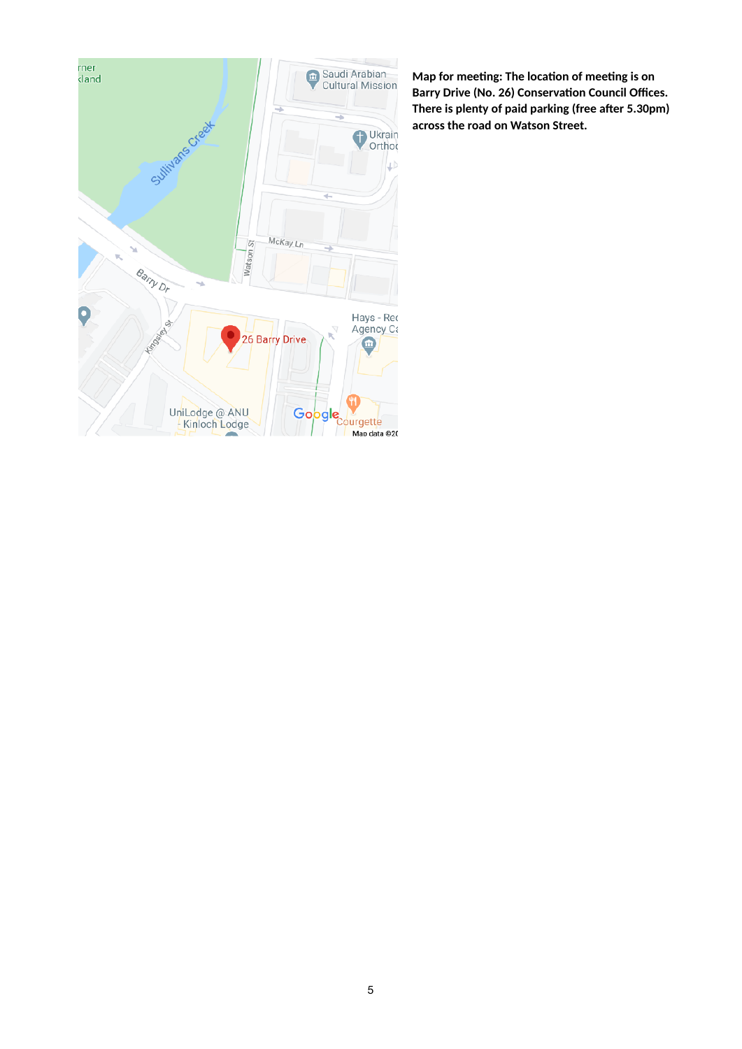**Map for meeting: The location of meeting is on Barry Drive (No. 26) Conservation Council Offices. There is plenty of paid parking (free after 5.30pm) across the road on Watson Street.**